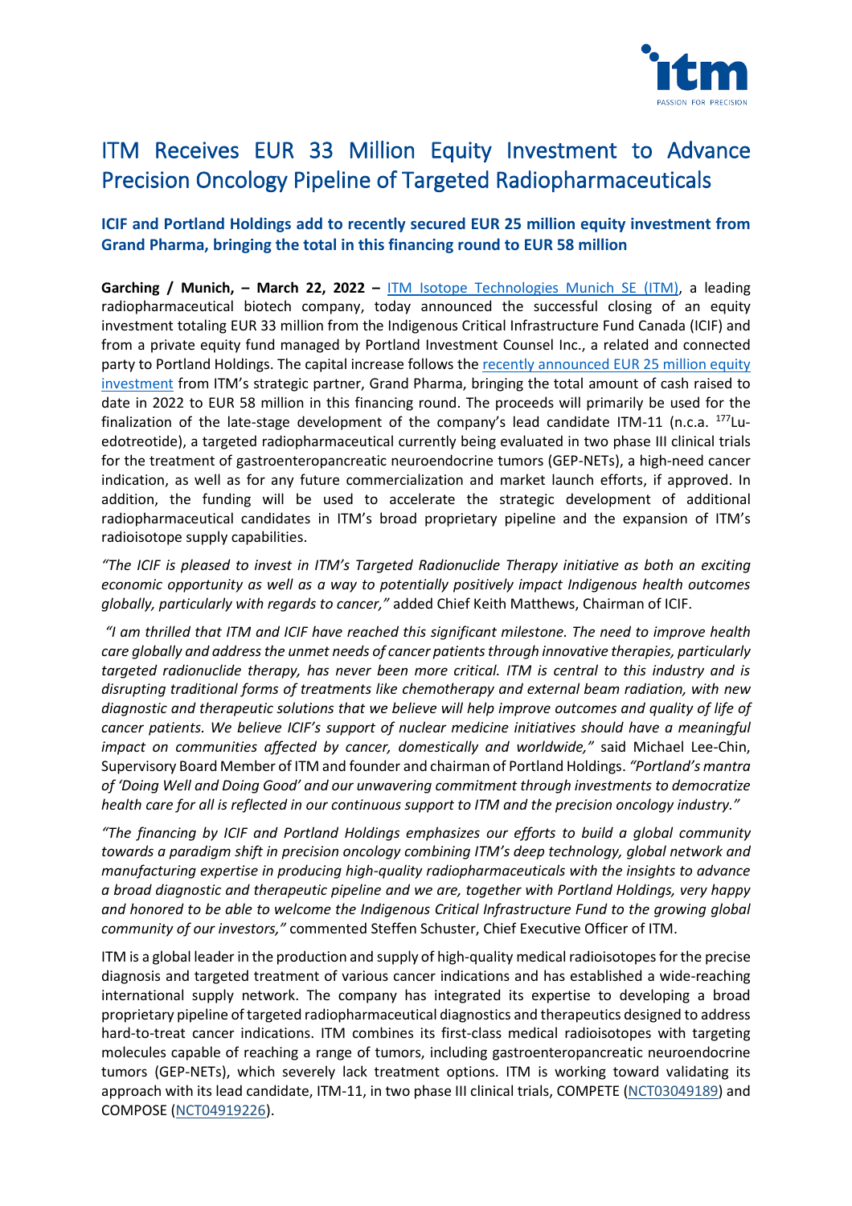# ITM Receives EUR 33 Million Equity Investment to Advance Precision Oncology Pipeline of Targeted Radiopharmaceuticals

**ICIF and Portland Holdings add to recently secured EUR 25 million equity investment from Grand Pharma, bringing the total in this financing round to EUR 58 million**

**Garching / Munich, – March 22, 2022 –** ITM Isotope Technologies Munich SE (ITM), a leading radiopharmaceutical biotech company, today announced the successful closing of an equity investment totaling EUR 33 million from the Indigenous Critical Infrastructure Fund Canada (ICIF) and from a private equity fund managed by Portland Investment Counsel Inc., a related and connected party to Portland Holdings. The capital increase follows the recently announced EUR 25 million equity investment from ITM's strategic partner, Grand Pharma, bringing the total amount of cash raised to date in 2022 to EUR 58 million in this financing round. The proceeds will primarily be used for the finalization of the late-stage development of the company's lead candidate ITM-11 (n.c.a. $^{177}$Lu-edotreotide), a targeted radiopharmaceutical currently being evaluated in two phase III clinical trials for the treatment of gastroenteropancreatic neuroendocrine tumors (GEP-NETs), a high-need cancer indication, as well as for any future commercialization and market launch efforts, if approved. In addition, the funding will be used to accelerate the strategic development of additional radiopharmaceutical candidates in ITM's broad proprietary pipeline and the expansion of ITM's radioisotope supply capabilities.

*"The ICIF is pleased to invest in ITM's Targeted Radionuclide Therapy initiative as both an exciting economic opportunity as well as a way to potentially positively impact Indigenous health outcomes globally, particularly with regards to cancer,"* added Chief Keith Matthews, Chairman of ICIF.

*"I am thrilled that ITM and ICIF have reached this significant milestone. The need to improve health care globally and address the unmet needs of cancer patients through innovative therapies, particularly targeted radionuclide therapy, has never been more critical. ITM is central to this industry and is disrupting traditional forms of treatments like chemotherapy and external beam radiation, with new diagnostic and therapeutic solutions that we believe will help improve outcomes and quality of life of cancer patients. We believe ICIF's support of nuclear medicine initiatives should have a meaningful impact on communities affected by cancer, domestically and worldwide,"* said Michael Lee-Chin, Supervisory Board Member of ITM and founder and chairman of Portland Holdings. *"Portland's mantra of 'Doing Well and Doing Good' and our unwavering commitment through investments to democratize health care for all is reflected in our continuous support to ITM and the precision oncology industry."*

*"The financing by ICIF and Portland Holdings emphasizes our efforts to build a global community towards a paradigm shift in precision oncology combining ITM's deep technology, global network and manufacturing expertise in producing high-quality radiopharmaceuticals with the insights to advance a broad diagnostic and therapeutic pipeline and we are, together with Portland Holdings, very happy and honored to be able to welcome the Indigenous Critical Infrastructure Fund to the growing global community of our investors,"* commented Steffen Schuster, Chief Executive Officer of ITM.

ITM is a global leader in the production and supply of high-quality medical radioisotopes for the precise diagnosis and targeted treatment of various cancer indications and has established a wide-reaching international supply network. The company has integrated its expertise to developing a broad proprietary pipeline of targeted radiopharmaceutical diagnostics and therapeutics designed to address hard-to-treat cancer indications. ITM combines its first-class medical radioisotopes with targeting molecules capable of reaching a range of tumors, including gastroenteropancreatic neuroendocrine tumors (GEP-NETs), which severely lack treatment options. ITM is working toward validating its approach with its lead candidate, ITM-11, in two phase III clinical trials, COMPETE (NCT03049189) and COMPOSE (NCT04919226).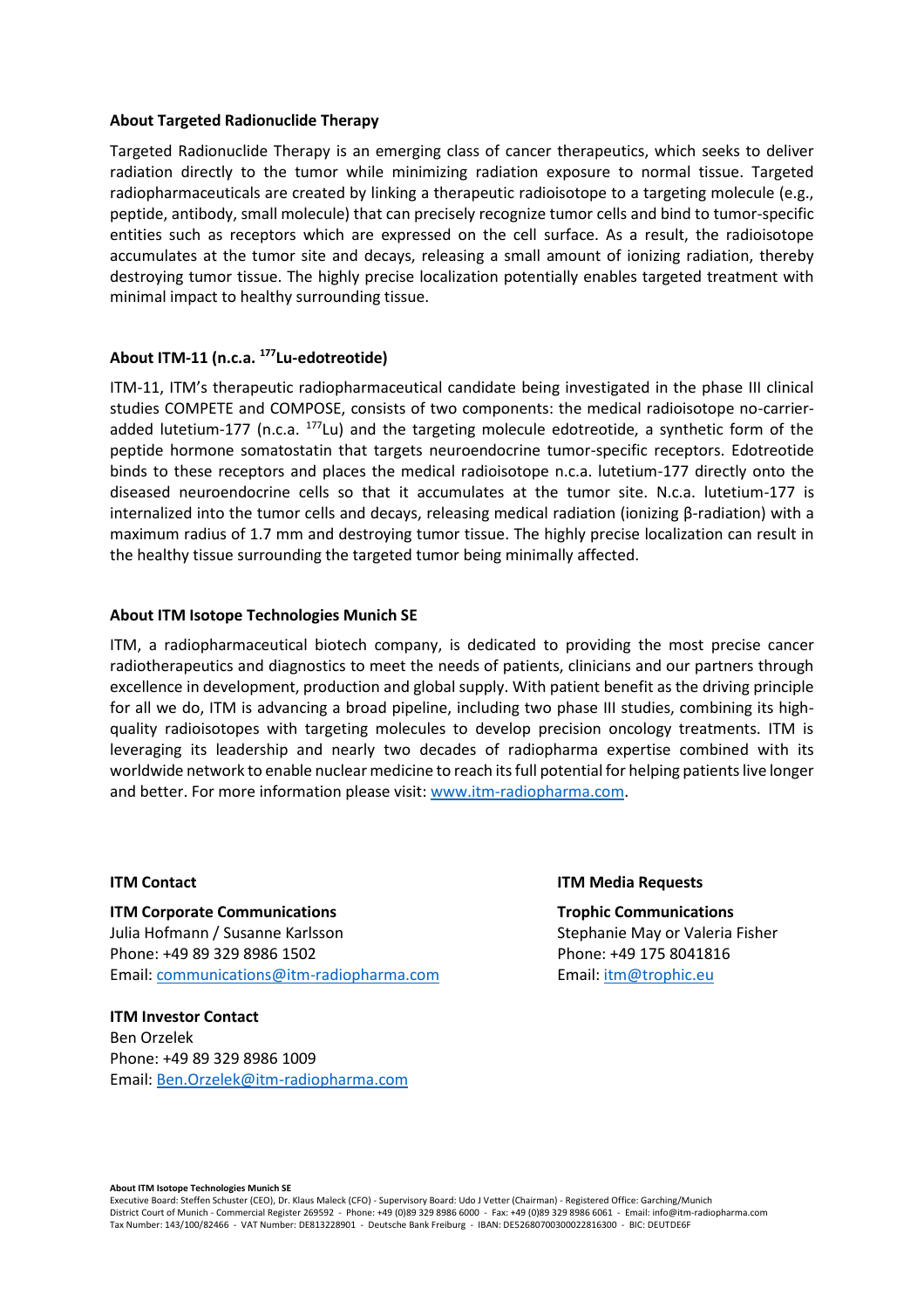### About Targeted Radionuclide Therapy

Targeted Radionuclide Therapy is an emerging class of cancer therapeutics, which seeks to deliver radiation directly to the tumor while minimizing radiation exposure to normal tissue. Targeted radiopharmaceuticals are created by linking a therapeutic radioisotope to a targeting molecule (e.g., peptide, antibody, small molecule) that can precisely recognize tumor cells and bind to tumor-specific entities such as receptors which are expressed on the cell surface. As a result, the radioisotope accumulates at the tumor site and decays, releasing a small amount of ionizing radiation, thereby destroying tumor tissue. The highly precise localization potentially enables targeted treatment with minimal impact to healthy surrounding tissue.

### About ITM-11 (n.c.a. $^{177}$Lu-edotreotide)

ITM-11, ITM's therapeutic radiopharmaceutical candidate being investigated in the phase III clinical studies COMPETE and COMPOSE, consists of two components: the medical radioisotope no-carrier-added lutetium-177 (n.c.a. $^{177}$Lu) and the targeting molecule edotreotide, a synthetic form of the peptide hormone somatostatin that targets neuroendocrine tumor-specific receptors. Edotreotide binds to these receptors and places the medical radioisotope n.c.a. lutetium-177 directly onto the diseased neuroendocrine cells so that it accumulates at the tumor site. N.c.a. lutetium-177 is internalized into the tumor cells and decays, releasing medical radiation (ionizing β-radiation) with a maximum radius of 1.7 mm and destroying tumor tissue. The highly precise localization can result in the healthy tissue surrounding the targeted tumor being minimally affected.

### About ITM Isotope Technologies Munich SE

ITM, a radiopharmaceutical biotech company, is dedicated to providing the most precise cancer radiotherapeutics and diagnostics to meet the needs of patients, clinicians and our partners through excellence in development, production and global supply. With patient benefit as the driving principle for all we do, ITM is advancing a broad pipeline, including two phase III studies, combining its high-quality radioisotopes with targeting molecules to develop precision oncology treatments. ITM is leveraging its leadership and nearly two decades of radiopharma expertise combined with its worldwide network to enable nuclear medicine to reach its full potential for helping patients live longer and better. For more information please visit: www.itm-radiopharma.com.

**ITM Contact**

**ITM Corporate Communications**
Julia Hofmann / Susanne Karlsson
Phone: +49 89 329 8986 1502
Email: communications@itm-radiopharma.com

**ITM Investor Contact**
Ben Orzelek
Phone: +49 89 329 8986 1009
Email: Ben.Orzelek@itm-radiopharma.com

**ITM Media Requests**

**Trophic Communications**
Stephanie May or Valeria Fisher
Phone: +49 175 8041816
Email: itm@trophic.eu